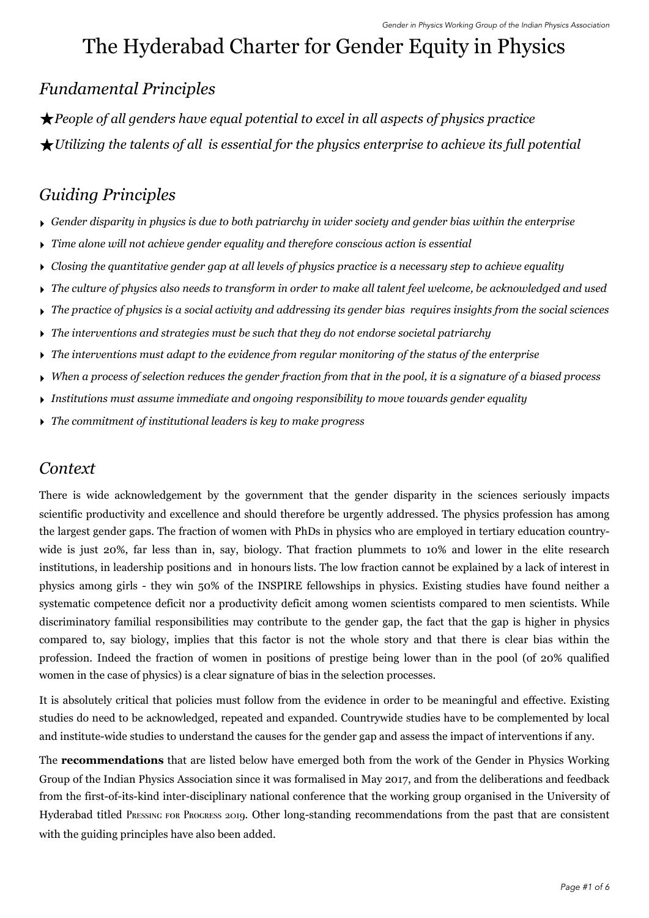# The Hyderabad Charter for Gender Equity in Physics

## *Fundamental Principles*

★*People of all genders have equal potential to excel in all aspects of physics practice*

★*Utilizing the talents of all is essential for the physics enterprise to achieve its full potential*

## *Guiding Principles*

- *Gender disparity in physics is due to both patriarchy in wider society and gender bias within the enterprise*
- *Time alone will not achieve gender equality and therefore conscious action is essential*
- *Closing the quantitative gender gap at all levels of physics practice is a necessary step to achieve equality*
- *The culture of physics also needs to transform in order to make all talent feel welcome, be acknowledged and used*
- *The practice of physics is a social activity and addressing its gender bias requires insights from the social sciences*
- *The interventions and strategies must be such that they do not endorse societal patriarchy*
- *The interventions must adapt to the evidence from regular monitoring of the status of the enterprise*
- *When a process of selection reduces the gender fraction from that in the pool, it is a signature of a biased process*
- *Institutions must assume immediate and ongoing responsibility to move towards gender equality*
- *The commitment of institutional leaders is key to make progress*

## *Context*

There is wide acknowledgement by the government that the gender disparity in the sciences seriously impacts scientific productivity and excellence and should therefore be urgently addressed. The physics profession has among the largest gender gaps. The fraction of women with PhDs in physics who are employed in tertiary education country-wide is just 20%, far less than in, say, biology. That fraction plummets to 10% and lower in the elite research institutions, in leadership positions and in honours lists. The low fraction cannot be explained by a lack of interest in physics among girls - they win 50% of the INSPIRE fellowships in physics. Existing studies have found neither a systematic competence deficit nor a productivity deficit among women scientists compared to men scientists. While discriminatory familial responsibilities may contribute to the gender gap, the fact that the gap is higher in physics compared to, say biology, implies that this factor is not the whole story and that there is clear bias within the profession. Indeed the fraction of women in positions of prestige being lower than in the pool (of 20% qualified women in the case of physics) is a clear signature of bias in the selection processes.

It is absolutely critical that policies must follow from the evidence in order to be meaningful and effective. Existing studies do need to be acknowledged, repeated and expanded. Countrywide studies have to be complemented by local and institute-wide studies to understand the causes for the gender gap and assess the impact of interventions if any.

The **recommendations** that are listed below have emerged both from the work of the Gender in Physics Working Group of the Indian Physics Association since it was formalised in May 2017, and from the deliberations and feedback from the first-of-its-kind inter-disciplinary national conference that the working group organised in the University of Hyderabad titled Pressing for Progress 2019. Other long-standing recommendations from the past that are consistent with the guiding principles have also been added.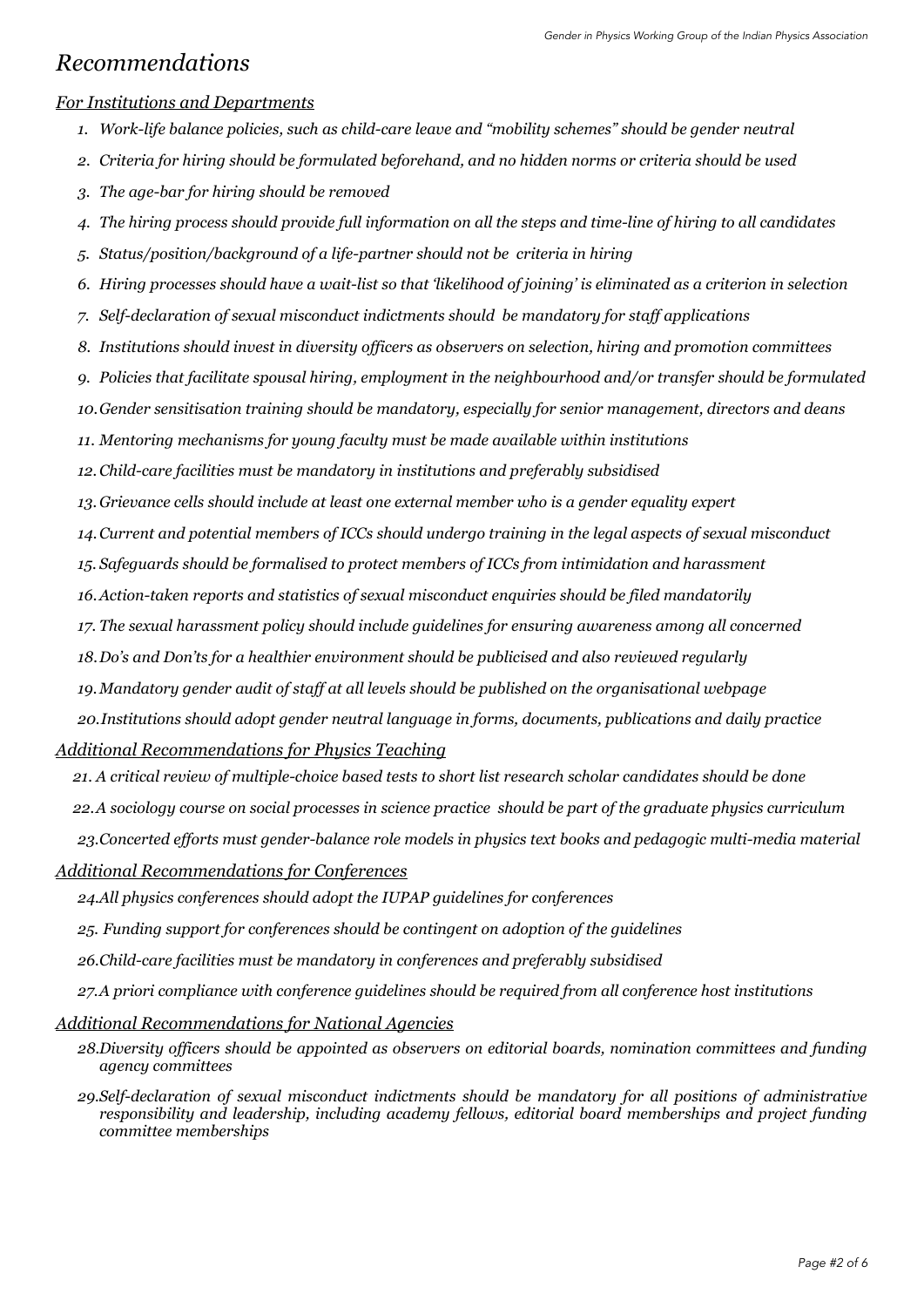# *Recommendations*

## *For Institutions and Departments*

1. *Work-life balance policies, such as child-care leave and "mobility schemes" should be gender neutral*
2. *Criteria for hiring should be formulated beforehand, and no hidden norms or criteria should be used*
3. *The age-bar for hiring should be removed*
4. *The hiring process should provide full information on all the steps and time-line of hiring to all candidates*
5. *Status/position/background of a life-partner should not be criteria in hiring*
6. *Hiring processes should have a wait-list so that 'likelihood of joining' is eliminated as a criterion in selection*
7. *Self-declaration of sexual misconduct indictments should be mandatory for staff applications*
8. *Institutions should invest in diversity officers as observers on selection, hiring and promotion committees*
9. *Policies that facilitate spousal hiring, employment in the neighbourhood and/or transfer should be formulated*
10. *Gender sensitisation training should be mandatory, especially for senior management, directors and deans*
11. *Mentoring mechanisms for young faculty must be made available within institutions*
12. *Child-care facilities must be mandatory in institutions and preferably subsidised*
13. *Grievance cells should include at least one external member who is a gender equality expert*
14. *Current and potential members of ICCs should undergo training in the legal aspects of sexual misconduct*
15. *Safeguards should be formalised to protect members of ICCs from intimidation and harassment*
16. *Action-taken reports and statistics of sexual misconduct enquiries should be filed mandatorily*
17. *The sexual harassment policy should include guidelines for ensuring awareness among all concerned*
18. *Do's and Don'ts for a healthier environment should be publicised and also reviewed regularly*
19. *Mandatory gender audit of staff at all levels should be published on the organisational webpage*
20. *Institutions should adopt gender neutral language in forms, documents, publications and daily practice*

## *Additional Recommendations for Physics Teaching*

21. *A critical review of multiple-choice based tests to short list research scholar candidates should be done*
22. *A sociology course on social processes in science practice should be part of the graduate physics curriculum*
23. *Concerted efforts must gender-balance role models in physics text books and pedagogic multi-media material*

## *Additional Recommendations for Conferences*

24. *All physics conferences should adopt the IUPAP guidelines for conferences*
25. *Funding support for conferences should be contingent on adoption of the guidelines*
26. *Child-care facilities must be mandatory in conferences and preferably subsidised*
27. *A priori compliance with conference guidelines should be required from all conference host institutions*

## *Additional Recommendations for National Agencies*

28. *Diversity officers should be appointed as observers on editorial boards, nomination committees and funding agency committees*
29. *Self-declaration of sexual misconduct indictments should be mandatory for all positions of administrative responsibility and leadership, including academy fellows, editorial board memberships and project funding committee memberships*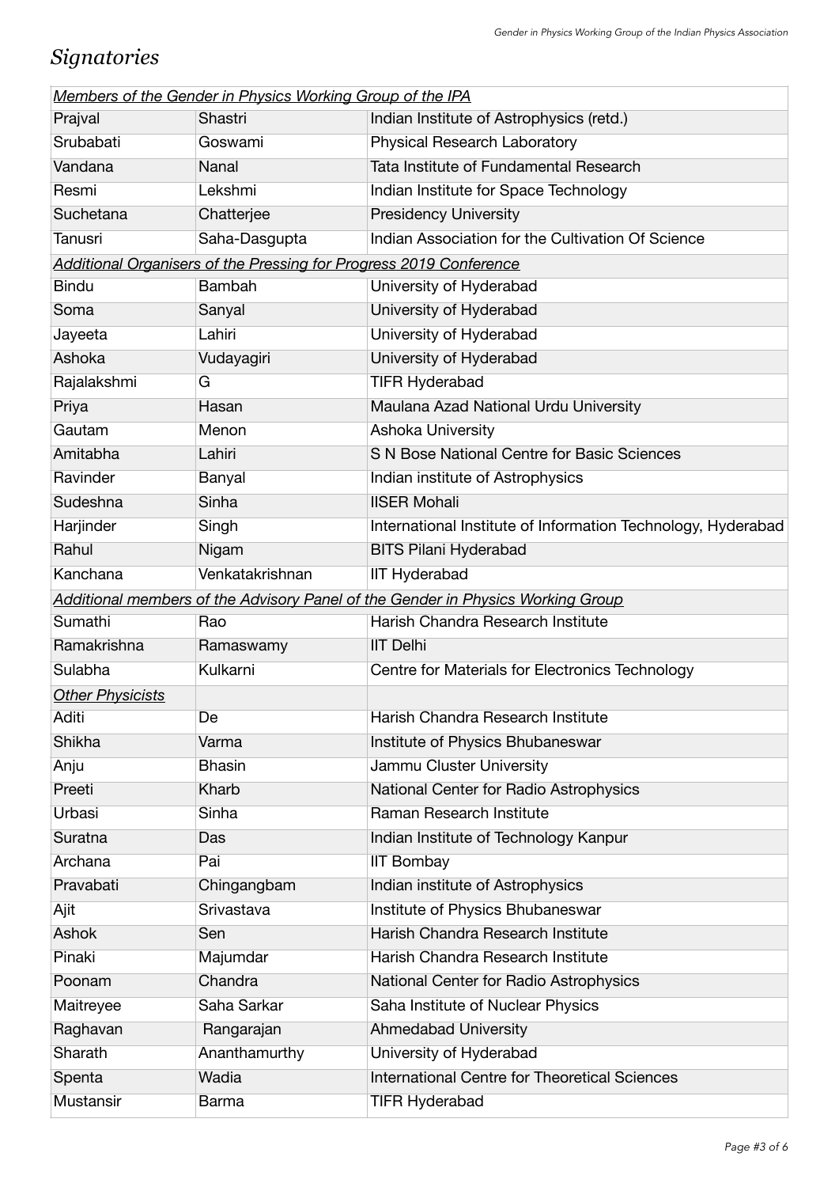# *Signatories*

| *Members of the Gender in Physics Working Group of the IPA* | | |
|---|---|---|
| Prajval | Shastri | Indian Institute of Astrophysics (retd.) |
| Srubabati | Goswami | Physical Research Laboratory |
| Vandana | Nanal | Tata Institute of Fundamental Research |
| Resmi | Lekshmi | Indian Institute for Space Technology |
| Suchetana | Chatterjee | Presidency University |
| Tanusri | Saha-Dasgupta | Indian Association for the Cultivation Of Science |
| *Additional Organisers of the Pressing for Progress 2019 Conference* | | |
| Bindu | Bambah | University of Hyderabad |
| Soma | Sanyal | University of Hyderabad |
| Jayeeta | Lahiri | University of Hyderabad |
| Ashoka | Vudayagiri | University of Hyderabad |
| Rajalakshmi | G | TIFR Hyderabad |
| Priya | Hasan | Maulana Azad National Urdu University |
| Gautam | Menon | Ashoka University |
| Amitabha | Lahiri | S N Bose National Centre for Basic Sciences |
| Ravinder | Banyal | Indian institute of Astrophysics |
| Sudeshna | Sinha | IISER Mohali |
| Harjinder | Singh | International Institute of Information Technology, Hyderabad |
| Rahul | Nigam | BITS Pilani Hyderabad |
| Kanchana | Venkatakrishnan | IIT Hyderabad |
| *Additional members of the Advisory Panel of the Gender in Physics Working Group* | | |
| Sumathi | Rao | Harish Chandra Research Institute |
| Ramakrishna | Ramaswamy | IIT Delhi |
| Sulabha | Kulkarni | Centre for Materials for Electronics Technology |
| *Other Physicists* | | |
| Aditi | De | Harish Chandra Research Institute |
| Shikha | Varma | Institute of Physics Bhubaneswar |
| Anju | Bhasin | Jammu Cluster University |
| Preeti | Kharb | National Center for Radio Astrophysics |
| Urbasi | Sinha | Raman Research Institute |
| Suratna | Das | Indian Institute of Technology Kanpur |
| Archana | Pai | IIT Bombay |
| Pravabati | Chingangbam | Indian institute of Astrophysics |
| Ajit | Srivastava | Institute of Physics Bhubaneswar |
| Ashok | Sen | Harish Chandra Research Institute |
| Pinaki | Majumdar | Harish Chandra Research Institute |
| Poonam | Chandra | National Center for Radio Astrophysics |
| Maitreyee | Saha Sarkar | Saha Institute of Nuclear Physics |
| Raghavan | Rangarajan | Ahmedabad University |
| Sharath | Ananthamurthy | University of Hyderabad |
| Spenta | Wadia | International Centre for Theoretical Sciences |
| Mustansir | Barma | TIFR Hyderabad |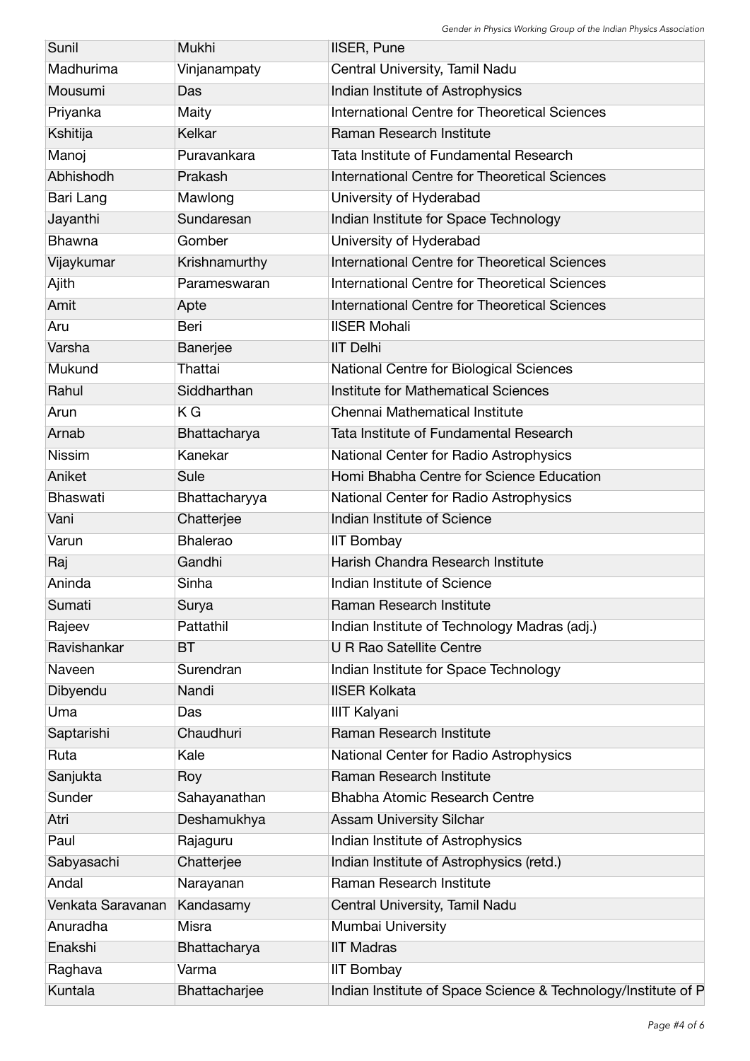| Sunil | Mukhi | IISER, Pune |
|---|---|---|
| Madhurima | Vinjanampaty | Central University, Tamil Nadu |
| Mousumi | Das | Indian Institute of Astrophysics |
| Priyanka | Maity | International Centre for Theoretical Sciences |
| Kshitija | Kelkar | Raman Research Institute |
| Manoj | Puravankara | Tata Institute of Fundamental Research |
| Abhishodh | Prakash | International Centre for Theoretical Sciences |
| Bari Lang | Mawlong | University of Hyderabad |
| Jayanthi | Sundaresan | Indian Institute for Space Technology |
| Bhawna | Gomber | University of Hyderabad |
| Vijaykumar | Krishnamurthy | International Centre for Theoretical Sciences |
| Ajith | Parameswaran | International Centre for Theoretical Sciences |
| Amit | Apte | International Centre for Theoretical Sciences |
| Aru | Beri | IISER Mohali |
| Varsha | Banerjee | IIT Delhi |
| Mukund | Thattai | National Centre for Biological Sciences |
| Rahul | Siddharthan | Institute for Mathematical Sciences |
| Arun | K G | Chennai Mathematical Institute |
| Arnab | Bhattacharya | Tata Institute of Fundamental Research |
| Nissim | Kanekar | National Center for Radio Astrophysics |
| Aniket | Sule | Homi Bhabha Centre for Science Education |
| Bhaswati | Bhattacharyya | National Center for Radio Astrophysics |
| Vani | Chatterjee | Indian Institute of Science |
| Varun | Bhalerao | IIT Bombay |
| Raj | Gandhi | Harish Chandra Research Institute |
| Aninda | Sinha | Indian Institute of Science |
| Sumati | Surya | Raman Research Institute |
| Rajeev | Pattathil | Indian Institute of Technology Madras (adj.) |
| Ravishankar | BT | U R Rao Satellite Centre |
| Naveen | Surendran | Indian Institute for Space Technology |
| Dibyendu | Nandi | IISER Kolkata |
| Uma | Das | IIIT Kalyani |
| Saptarishi | Chaudhuri | Raman Research Institute |
| Ruta | Kale | National Center for Radio Astrophysics |
| Sanjukta | Roy | Raman Research Institute |
| Sunder | Sahayanathan | Bhabha Atomic Research Centre |
| Atri | Deshamukhya | Assam University Silchar |
| Paul | Rajaguru | Indian Institute of Astrophysics |
| Sabyasachi | Chatterjee | Indian Institute of Astrophysics (retd.) |
| Andal | Narayanan | Raman Research Institute |
| Venkata Saravanan | Kandasamy | Central University, Tamil Nadu |
| Anuradha | Misra | Mumbai University |
| Enakshi | Bhattacharya | IIT Madras |
| Raghava | Varma | IIT Bombay |
| Kuntala | Bhattacharjee | Indian Institute of Space Science & Technology/Institute of P |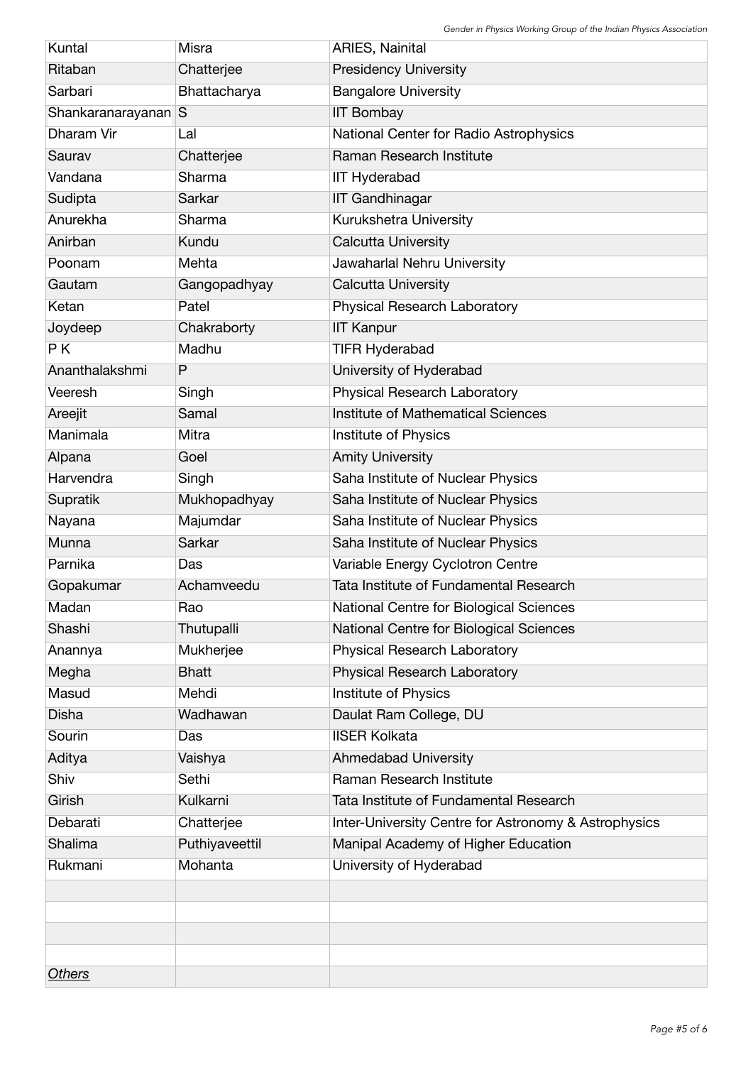| | | |
|---|---|---|
| Kuntal | Misra | ARIES, Nainital |
| Ritaban | Chatterjee | Presidency University |
| Sarbari | Bhattacharya | Bangalore University |
| Shankaranarayanan | S | IIT Bombay |
| Dharam Vir | Lal | National Center for Radio Astrophysics |
| Saurav | Chatterjee | Raman Research Institute |
| Vandana | Sharma | IIT Hyderabad |
| Sudipta | Sarkar | IIT Gandhinagar |
| Anurekha | Sharma | Kurukshetra University |
| Anirban | Kundu | Calcutta University |
| Poonam | Mehta | Jawaharlal Nehru University |
| Gautam | Gangopadhyay | Calcutta University |
| Ketan | Patel | Physical Research Laboratory |
| Joydeep | Chakraborty | IIT Kanpur |
| P K | Madhu | TIFR Hyderabad |
| Ananthalakshmi | P | University of Hyderabad |
| Veeresh | Singh | Physical Research Laboratory |
| Areejit | Samal | Institute of Mathematical Sciences |
| Manimala | Mitra | Institute of Physics |
| Alpana | Goel | Amity University |
| Harvendra | Singh | Saha Institute of Nuclear Physics |
| Supratik | Mukhopadhyay | Saha Institute of Nuclear Physics |
| Nayana | Majumdar | Saha Institute of Nuclear Physics |
| Munna | Sarkar | Saha Institute of Nuclear Physics |
| Parnika | Das | Variable Energy Cyclotron Centre |
| Gopakumar | Achamveedu | Tata Institute of Fundamental Research |
| Madan | Rao | National Centre for Biological Sciences |
| Shashi | Thutupalli | National Centre for Biological Sciences |
| Anannya | Mukherjee | Physical Research Laboratory |
| Megha | Bhatt | Physical Research Laboratory |
| Masud | Mehdi | Institute of Physics |
| Disha | Wadhawan | Daulat Ram College, DU |
| Sourin | Das | IISER Kolkata |
| Aditya | Vaishya | Ahmedabad University |
| Shiv | Sethi | Raman Research Institute |
| Girish | Kulkarni | Tata Institute of Fundamental Research |
| Debarati | Chatterjee | Inter-University Centre for Astronomy & Astrophysics |
| Shalima | Puthiyaveettil | Manipal Academy of Higher Education |
| Rukmani | Mohanta | University of Hyderabad |
| | | |
| | | |
| | | |
| | | |
| *Others* | | |